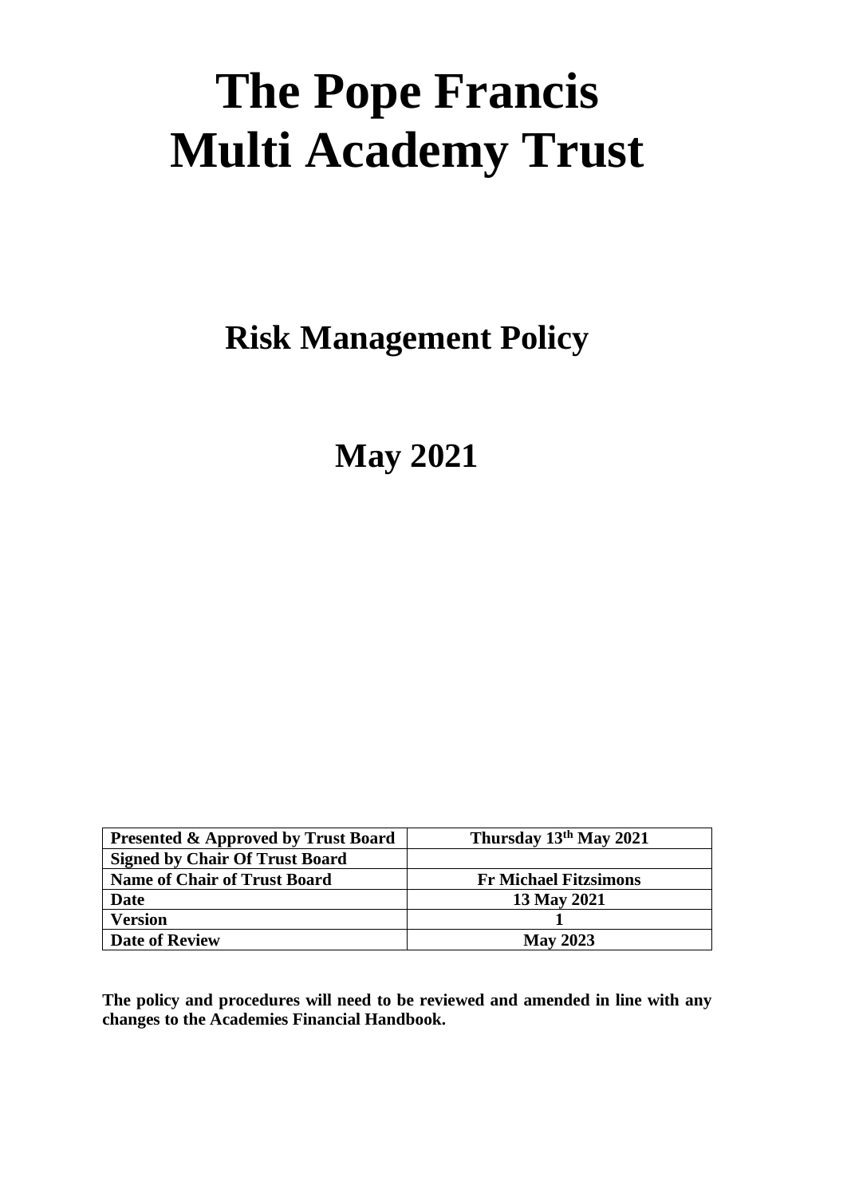# The Pope Francis Multi Academy Trust

## Risk Management Policy

## May 2021

| **Presented & Approved by Trust Board** | **Thursday 13th May 2021** |
|---|---|
| **Signed by Chair Of Trust Board** | |
| **Name of Chair of Trust Board** | **Fr Michael Fitzsimons** |
| **Date** | **13 May 2021** |
| **Version** | **1** |
| **Date of Review** | **May 2023** |

**The policy and procedures will need to be reviewed and amended in line with any changes to the Academies Financial Handbook.**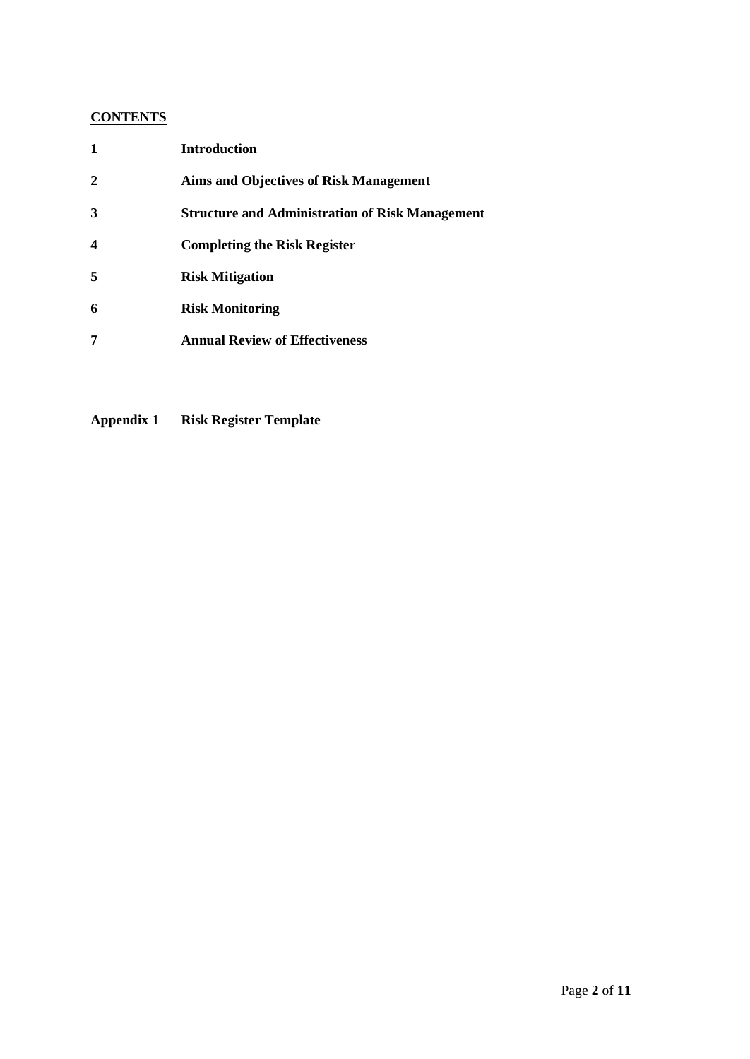**CONTENTS**

| | |
|---|---|
| **1** | **Introduction** |
| **2** | **Aims and Objectives of Risk Management** |
| **3** | **Structure and Administration of Risk Management** |
| **4** | **Completing the Risk Register** |
| **5** | **Risk Mitigation** |
| **6** | **Risk Monitoring** |
| **7** | **Annual Review of Effectiveness** |

**Appendix 1** **Risk Register Template**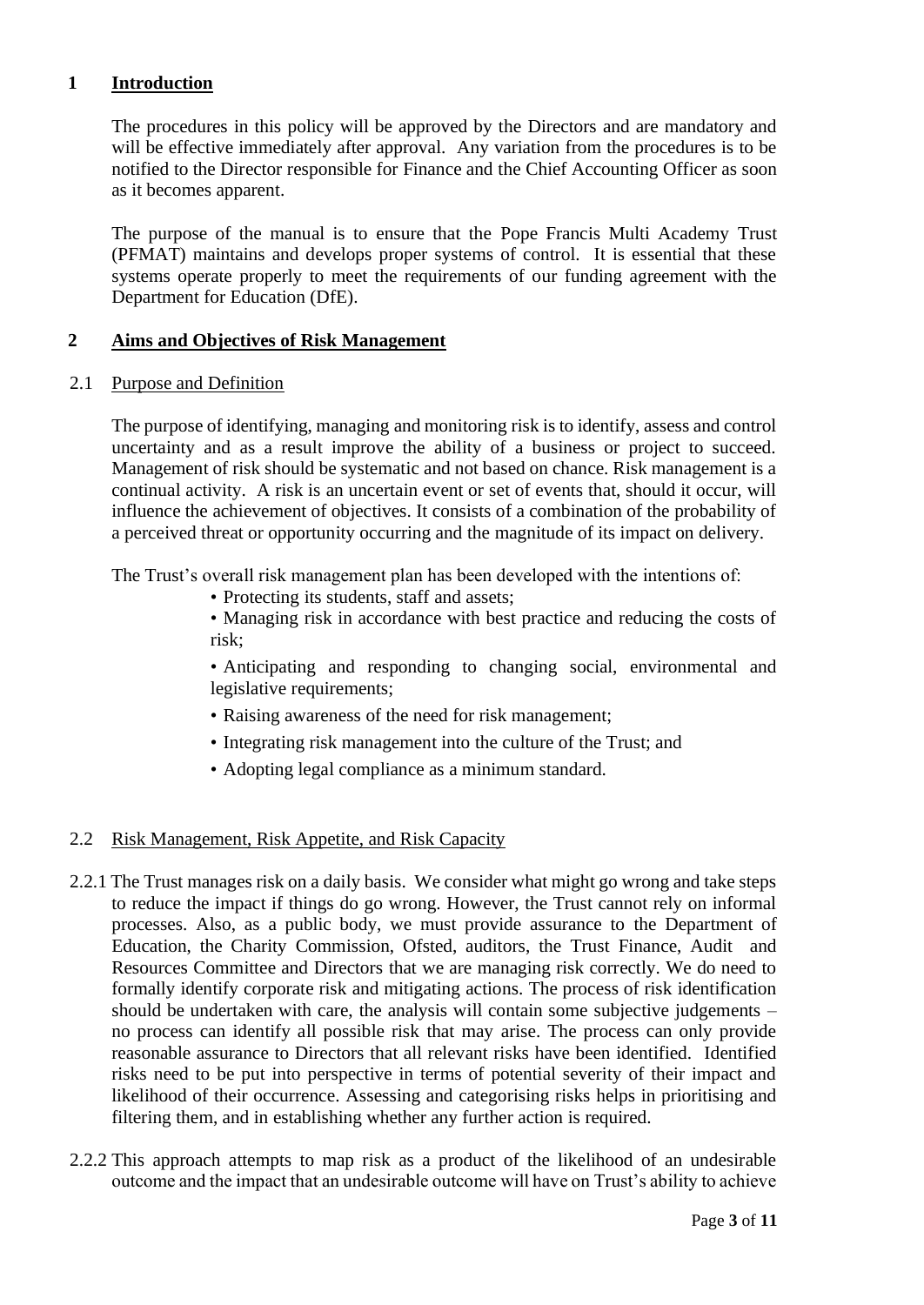## 1 Introduction

The procedures in this policy will be approved by the Directors and are mandatory and will be effective immediately after approval. Any variation from the procedures is to be notified to the Director responsible for Finance and the Chief Accounting Officer as soon as it becomes apparent.

The purpose of the manual is to ensure that the Pope Francis Multi Academy Trust (PFMAT) maintains and develops proper systems of control. It is essential that these systems operate properly to meet the requirements of our funding agreement with the Department for Education (DfE).

## 2 Aims and Objectives of Risk Management

### 2.1 Purpose and Definition

The purpose of identifying, managing and monitoring risk is to identify, assess and control uncertainty and as a result improve the ability of a business or project to succeed. Management of risk should be systematic and not based on chance. Risk management is a continual activity. A risk is an uncertain event or set of events that, should it occur, will influence the achievement of objectives. It consists of a combination of the probability of a perceived threat or opportunity occurring and the magnitude of its impact on delivery.

The Trust's overall risk management plan has been developed with the intentions of:

- Protecting its students, staff and assets;
- Managing risk in accordance with best practice and reducing the costs of risk;
- Anticipating and responding to changing social, environmental and legislative requirements;
- Raising awareness of the need for risk management;
- Integrating risk management into the culture of the Trust; and
- Adopting legal compliance as a minimum standard.

### 2.2 Risk Management, Risk Appetite, and Risk Capacity

2.2.1 The Trust manages risk on a daily basis. We consider what might go wrong and take steps to reduce the impact if things do go wrong. However, the Trust cannot rely on informal processes. Also, as a public body, we must provide assurance to the Department of Education, the Charity Commission, Ofsted, auditors, the Trust Finance, Audit and Resources Committee and Directors that we are managing risk correctly. We do need to formally identify corporate risk and mitigating actions. The process of risk identification should be undertaken with care, the analysis will contain some subjective judgements – no process can identify all possible risk that may arise. The process can only provide reasonable assurance to Directors that all relevant risks have been identified. Identified risks need to be put into perspective in terms of potential severity of their impact and likelihood of their occurrence. Assessing and categorising risks helps in prioritising and filtering them, and in establishing whether any further action is required.

2.2.2 This approach attempts to map risk as a product of the likelihood of an undesirable outcome and the impact that an undesirable outcome will have on Trust's ability to achieve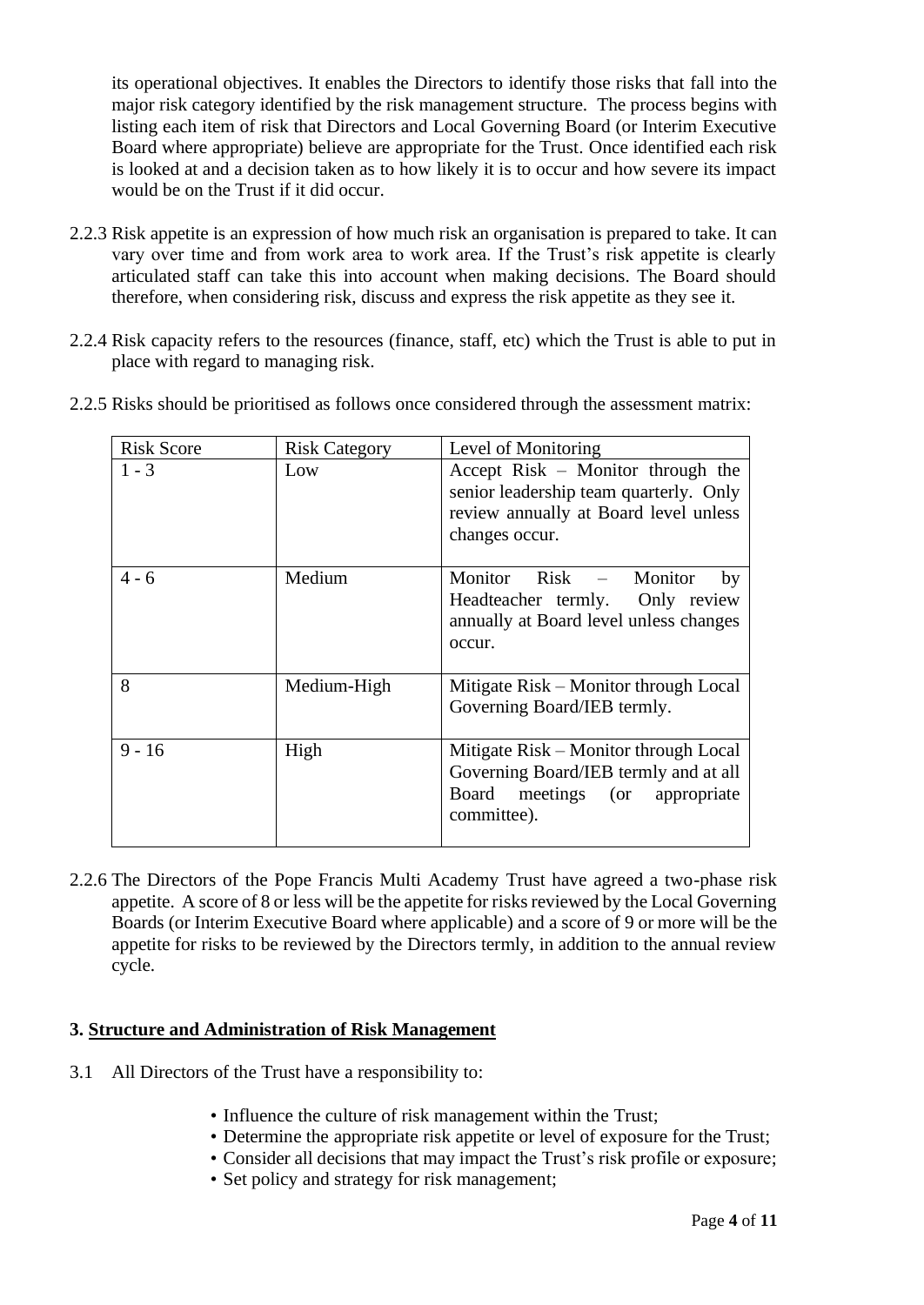its operational objectives. It enables the Directors to identify those risks that fall into the major risk category identified by the risk management structure. The process begins with listing each item of risk that Directors and Local Governing Board (or Interim Executive Board where appropriate) believe are appropriate for the Trust. Once identified each risk is looked at and a decision taken as to how likely it is to occur and how severe its impact would be on the Trust if it did occur.

2.2.3 Risk appetite is an expression of how much risk an organisation is prepared to take. It can vary over time and from work area to work area. If the Trust's risk appetite is clearly articulated staff can take this into account when making decisions. The Board should therefore, when considering risk, discuss and express the risk appetite as they see it.

2.2.4 Risk capacity refers to the resources (finance, staff, etc) which the Trust is able to put in place with regard to managing risk.

2.2.5 Risks should be prioritised as follows once considered through the assessment matrix:

| Risk Score | Risk Category | Level of Monitoring |
| --- | --- | --- |
| 1 - 3 | Low | Accept Risk – Monitor through the senior leadership team quarterly. Only review annually at Board level unless changes occur. |
| 4 - 6 | Medium | Monitor Risk – Monitor by Headteacher termly. Only review annually at Board level unless changes occur. |
| 8 | Medium-High | Mitigate Risk – Monitor through Local Governing Board/IEB termly. |
| 9 - 16 | High | Mitigate Risk – Monitor through Local Governing Board/IEB termly and at all Board meetings (or appropriate committee). |

2.2.6 The Directors of the Pope Francis Multi Academy Trust have agreed a two-phase risk appetite. A score of 8 or less will be the appetite for risks reviewed by the Local Governing Boards (or Interim Executive Board where applicable) and a score of 9 or more will be the appetite for risks to be reviewed by the Directors termly, in addition to the annual review cycle.

## 3. Structure and Administration of Risk Management

3.1 All Directors of the Trust have a responsibility to:

- Influence the culture of risk management within the Trust;
- Determine the appropriate risk appetite or level of exposure for the Trust;
- Consider all decisions that may impact the Trust's risk profile or exposure;
- Set policy and strategy for risk management;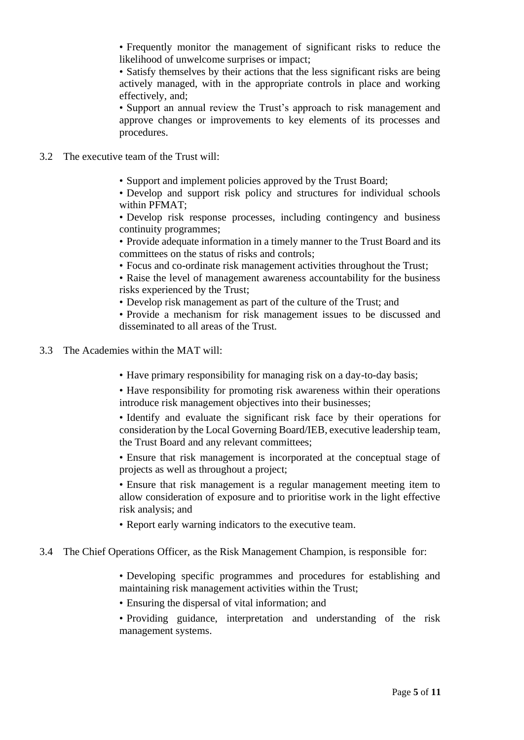• Frequently monitor the management of significant risks to reduce the likelihood of unwelcome surprises or impact;

• Satisfy themselves by their actions that the less significant risks are being actively managed, with in the appropriate controls in place and working effectively, and;

• Support an annual review the Trust's approach to risk management and approve changes or improvements to key elements of its processes and procedures.

3.2 The executive team of the Trust will:

• Support and implement policies approved by the Trust Board;

• Develop and support risk policy and structures for individual schools within PFMAT;

• Develop risk response processes, including contingency and business continuity programmes;

• Provide adequate information in a timely manner to the Trust Board and its committees on the status of risks and controls;

• Focus and co-ordinate risk management activities throughout the Trust;

• Raise the level of management awareness accountability for the business risks experienced by the Trust;

• Develop risk management as part of the culture of the Trust; and

• Provide a mechanism for risk management issues to be discussed and disseminated to all areas of the Trust.

3.3 The Academies within the MAT will:

• Have primary responsibility for managing risk on a day-to-day basis;

• Have responsibility for promoting risk awareness within their operations introduce risk management objectives into their businesses;

• Identify and evaluate the significant risk face by their operations for consideration by the Local Governing Board/IEB, executive leadership team, the Trust Board and any relevant committees;

• Ensure that risk management is incorporated at the conceptual stage of projects as well as throughout a project;

• Ensure that risk management is a regular management meeting item to allow consideration of exposure and to prioritise work in the light effective risk analysis; and

• Report early warning indicators to the executive team.

3.4 The Chief Operations Officer, as the Risk Management Champion, is responsible for:

• Developing specific programmes and procedures for establishing and maintaining risk management activities within the Trust;

• Ensuring the dispersal of vital information; and

• Providing guidance, interpretation and understanding of the risk management systems.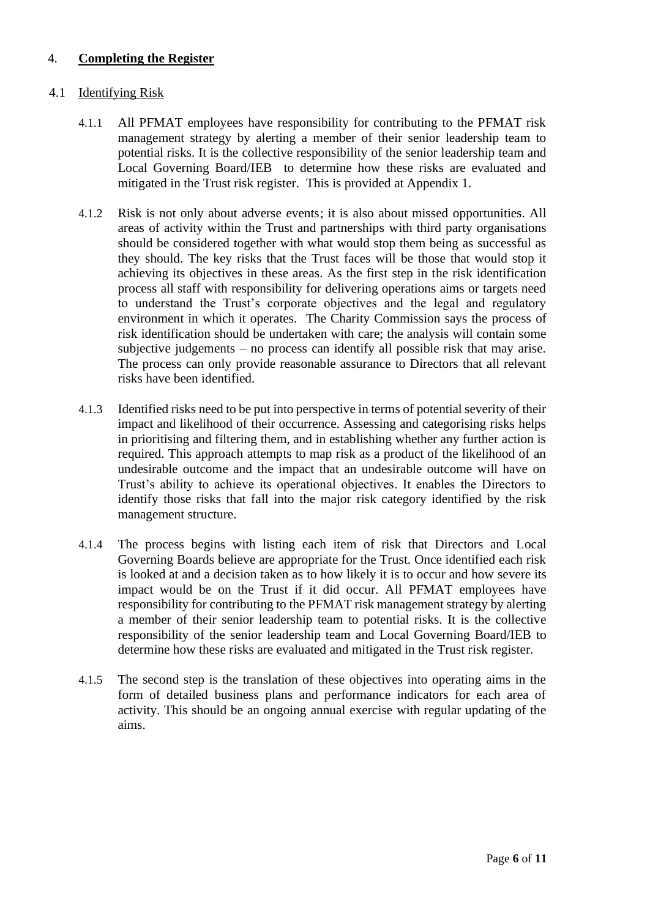## 4. **Completing the Register**

### 4.1 Identifying Risk

4.1.1 All PFMAT employees have responsibility for contributing to the PFMAT risk management strategy by alerting a member of their senior leadership team to potential risks. It is the collective responsibility of the senior leadership team and Local Governing Board/IEB to determine how these risks are evaluated and mitigated in the Trust risk register. This is provided at Appendix 1.

4.1.2 Risk is not only about adverse events; it is also about missed opportunities. All areas of activity within the Trust and partnerships with third party organisations should be considered together with what would stop them being as successful as they should. The key risks that the Trust faces will be those that would stop it achieving its objectives in these areas. As the first step in the risk identification process all staff with responsibility for delivering operations aims or targets need to understand the Trust's corporate objectives and the legal and regulatory environment in which it operates. The Charity Commission says the process of risk identification should be undertaken with care; the analysis will contain some subjective judgements – no process can identify all possible risk that may arise. The process can only provide reasonable assurance to Directors that all relevant risks have been identified.

4.1.3 Identified risks need to be put into perspective in terms of potential severity of their impact and likelihood of their occurrence. Assessing and categorising risks helps in prioritising and filtering them, and in establishing whether any further action is required. This approach attempts to map risk as a product of the likelihood of an undesirable outcome and the impact that an undesirable outcome will have on Trust's ability to achieve its operational objectives. It enables the Directors to identify those risks that fall into the major risk category identified by the risk management structure.

4.1.4 The process begins with listing each item of risk that Directors and Local Governing Boards believe are appropriate for the Trust. Once identified each risk is looked at and a decision taken as to how likely it is to occur and how severe its impact would be on the Trust if it did occur. All PFMAT employees have responsibility for contributing to the PFMAT risk management strategy by alerting a member of their senior leadership team to potential risks. It is the collective responsibility of the senior leadership team and Local Governing Board/IEB to determine how these risks are evaluated and mitigated in the Trust risk register.

4.1.5 The second step is the translation of these objectives into operating aims in the form of detailed business plans and performance indicators for each area of activity. This should be an ongoing annual exercise with regular updating of the aims.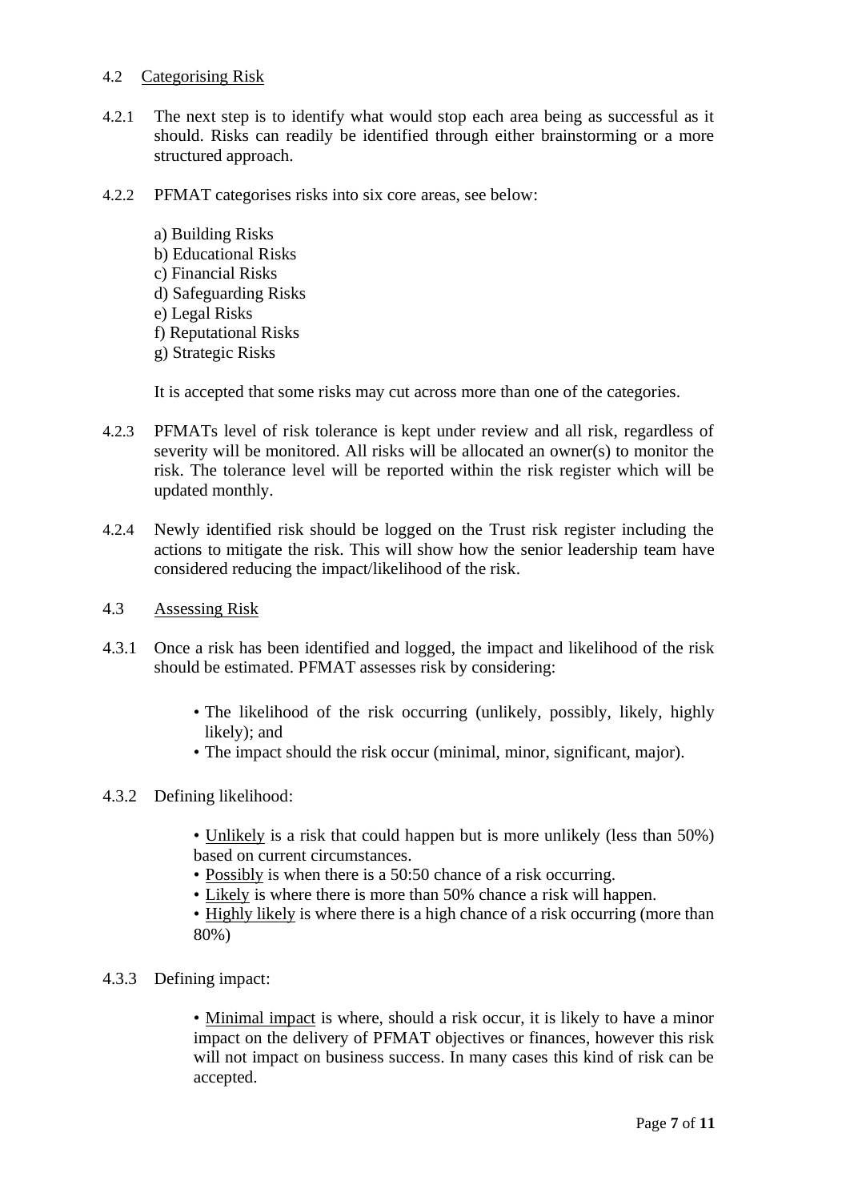### 4.2 Categorising Risk

4.2.1 The next step is to identify what would stop each area being as successful as it should. Risks can readily be identified through either brainstorming or a more structured approach.

4.2.2 PFMAT categorises risks into six core areas, see below:

a) Building Risks
b) Educational Risks
c) Financial Risks
d) Safeguarding Risks
e) Legal Risks
f) Reputational Risks
g) Strategic Risks

It is accepted that some risks may cut across more than one of the categories.

4.2.3 PFMATs level of risk tolerance is kept under review and all risk, regardless of severity will be monitored. All risks will be allocated an owner(s) to monitor the risk. The tolerance level will be reported within the risk register which will be updated monthly.

4.2.4 Newly identified risk should be logged on the Trust risk register including the actions to mitigate the risk. This will show how the senior leadership team have considered reducing the impact/likelihood of the risk.

### 4.3 Assessing Risk

4.3.1 Once a risk has been identified and logged, the impact and likelihood of the risk should be estimated. PFMAT assesses risk by considering:

- The likelihood of the risk occurring (unlikely, possibly, likely, highly likely); and
- The impact should the risk occur (minimal, minor, significant, major).

4.3.2 Defining likelihood:

- Unlikely is a risk that could happen but is more unlikely (less than 50%) based on current circumstances.
- Possibly is when there is a 50:50 chance of a risk occurring.
- Likely is where there is more than 50% chance a risk will happen.
- Highly likely is where there is a high chance of a risk occurring (more than 80%)

4.3.3 Defining impact:

- Minimal impact is where, should a risk occur, it is likely to have a minor impact on the delivery of PFMAT objectives or finances, however this risk will not impact on business success. In many cases this kind of risk can be accepted.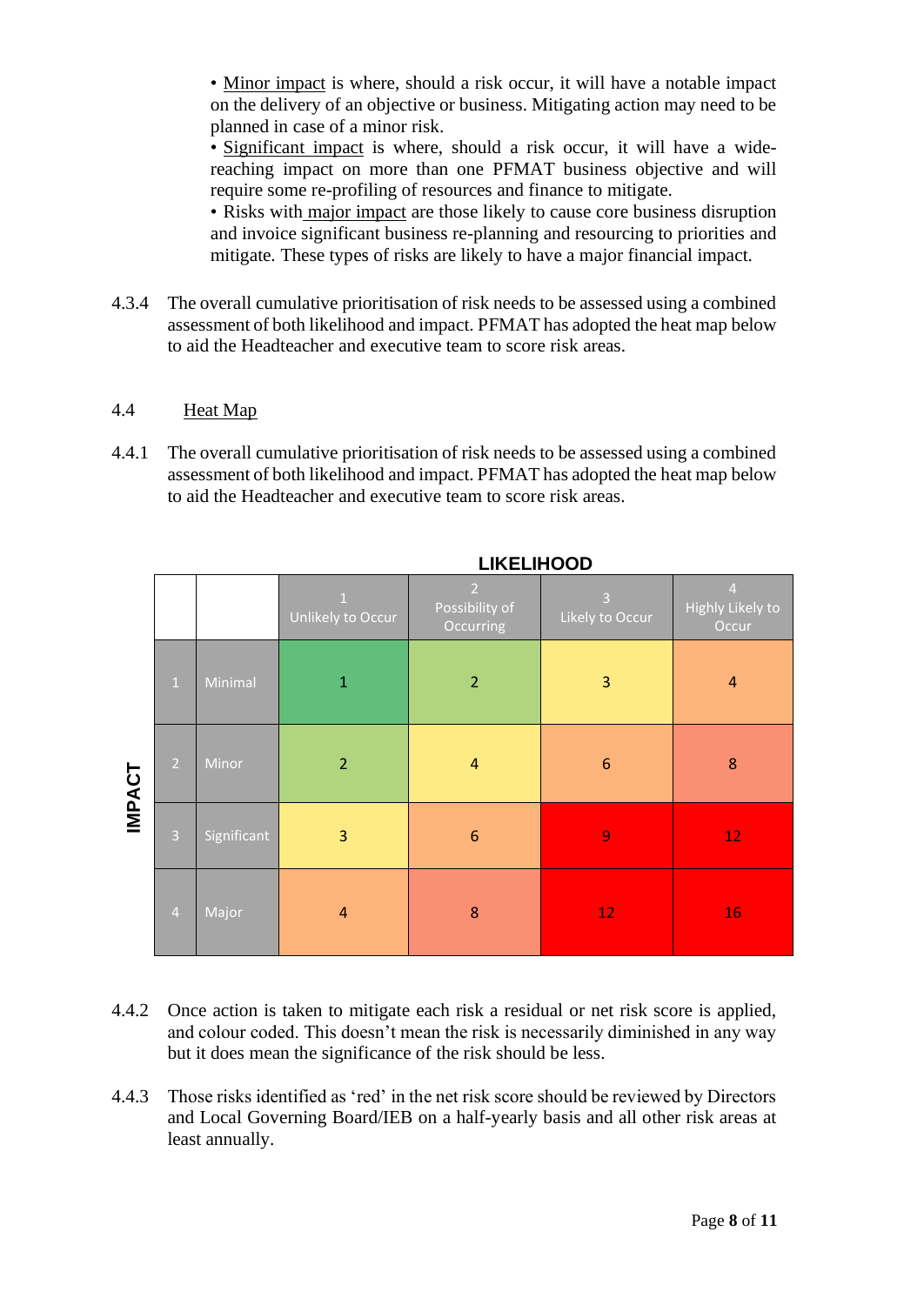• <u>Minor impact</u> is where, should a risk occur, it will have a notable impact on the delivery of an objective or business. Mitigating action may need to be planned in case of a minor risk.

• <u>Significant impact</u> is where, should a risk occur, it will have a wide-reaching impact on more than one PFMAT business objective and will require some re-profiling of resources and finance to mitigate.

• Risks with <u>major impact</u> are those likely to cause core business disruption and invoice significant business re-planning and resourcing to priorities and mitigate. These types of risks are likely to have a major financial impact.

4.3.4 The overall cumulative prioritisation of risk needs to be assessed using a combined assessment of both likelihood and impact. PFMAT has adopted the heat map below to aid the Headteacher and executive team to score risk areas.

## 4.4 Heat Map

4.4.1 The overall cumulative prioritisation of risk needs to be assessed using a combined assessment of both likelihood and impact. PFMAT has adopted the heat map below to aid the Headteacher and executive team to score risk areas.

**LIKELIHOOD**

| IMPACT | | 1 Unlikely to Occur | 2 Possibility of Occurring | 3 Likely to Occur | 4 Highly Likely to Occur |
|---|---|---|---|---|---|
| 1 | Minimal | 1 | 2 | 3 | 4 |
| 2 | Minor | 2 | 4 | 6 | 8 |
| 3 | Significant | 3 | 6 | 9 | 12 |
| 4 | Major | 4 | 8 | 12 | 16 |

4.4.2 Once action is taken to mitigate each risk a residual or net risk score is applied, and colour coded. This doesn't mean the risk is necessarily diminished in any way but it does mean the significance of the risk should be less.

4.4.3 Those risks identified as 'red' in the net risk score should be reviewed by Directors and Local Governing Board/IEB on a half-yearly basis and all other risk areas at least annually.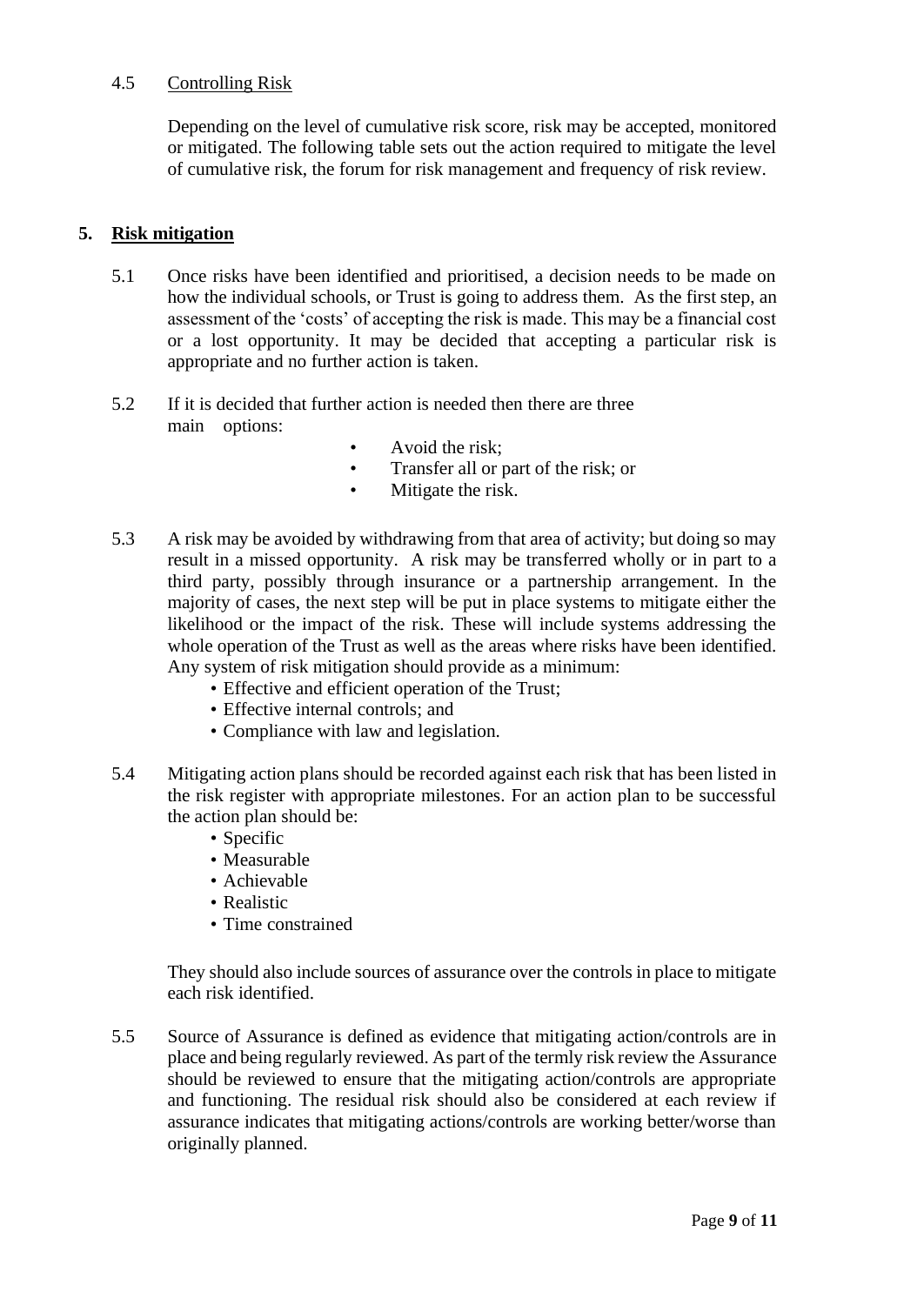4.5 Controlling Risk

Depending on the level of cumulative risk score, risk may be accepted, monitored or mitigated. The following table sets out the action required to mitigate the level of cumulative risk, the forum for risk management and frequency of risk review.

## 5. Risk mitigation

5.1 Once risks have been identified and prioritised, a decision needs to be made on how the individual schools, or Trust is going to address them. As the first step, an assessment of the 'costs' of accepting the risk is made. This may be a financial cost or a lost opportunity. It may be decided that accepting a particular risk is appropriate and no further action is taken.

5.2 If it is decided that further action is needed then there are three main options:

- Avoid the risk;
- Transfer all or part of the risk; or
- Mitigate the risk.

5.3 A risk may be avoided by withdrawing from that area of activity; but doing so may result in a missed opportunity. A risk may be transferred wholly or in part to a third party, possibly through insurance or a partnership arrangement. In the majority of cases, the next step will be put in place systems to mitigate either the likelihood or the impact of the risk. These will include systems addressing the whole operation of the Trust as well as the areas where risks have been identified. Any system of risk mitigation should provide as a minimum:

- Effective and efficient operation of the Trust;
- Effective internal controls; and
- Compliance with law and legislation.

5.4 Mitigating action plans should be recorded against each risk that has been listed in the risk register with appropriate milestones. For an action plan to be successful the action plan should be:

- Specific
- Measurable
- Achievable
- Realistic
- Time constrained

They should also include sources of assurance over the controls in place to mitigate each risk identified.

5.5 Source of Assurance is defined as evidence that mitigating action/controls are in place and being regularly reviewed. As part of the termly risk review the Assurance should be reviewed to ensure that the mitigating action/controls are appropriate and functioning. The residual risk should also be considered at each review if assurance indicates that mitigating actions/controls are working better/worse than originally planned.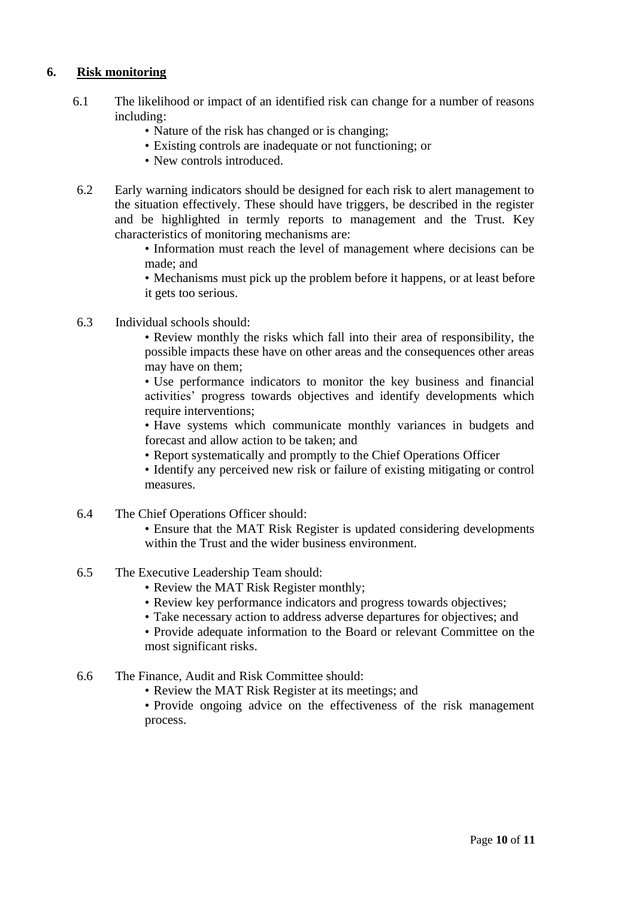## 6. Risk monitoring

6.1 The likelihood or impact of an identified risk can change for a number of reasons including:

- Nature of the risk has changed or is changing;
- Existing controls are inadequate or not functioning; or
- New controls introduced.

6.2 Early warning indicators should be designed for each risk to alert management to the situation effectively. These should have triggers, be described in the register and be highlighted in termly reports to management and the Trust. Key characteristics of monitoring mechanisms are:

- Information must reach the level of management where decisions can be made; and
- Mechanisms must pick up the problem before it happens, or at least before it gets too serious.

6.3 Individual schools should:

- Review monthly the risks which fall into their area of responsibility, the possible impacts these have on other areas and the consequences other areas may have on them;
- Use performance indicators to monitor the key business and financial activities' progress towards objectives and identify developments which require interventions;
- Have systems which communicate monthly variances in budgets and forecast and allow action to be taken; and
- Report systematically and promptly to the Chief Operations Officer
- Identify any perceived new risk or failure of existing mitigating or control measures.

6.4 The Chief Operations Officer should:

- Ensure that the MAT Risk Register is updated considering developments within the Trust and the wider business environment.

6.5 The Executive Leadership Team should:

- Review the MAT Risk Register monthly;
- Review key performance indicators and progress towards objectives;
- Take necessary action to address adverse departures for objectives; and
- Provide adequate information to the Board or relevant Committee on the most significant risks.

6.6 The Finance, Audit and Risk Committee should:

- Review the MAT Risk Register at its meetings; and
- Provide ongoing advice on the effectiveness of the risk management process.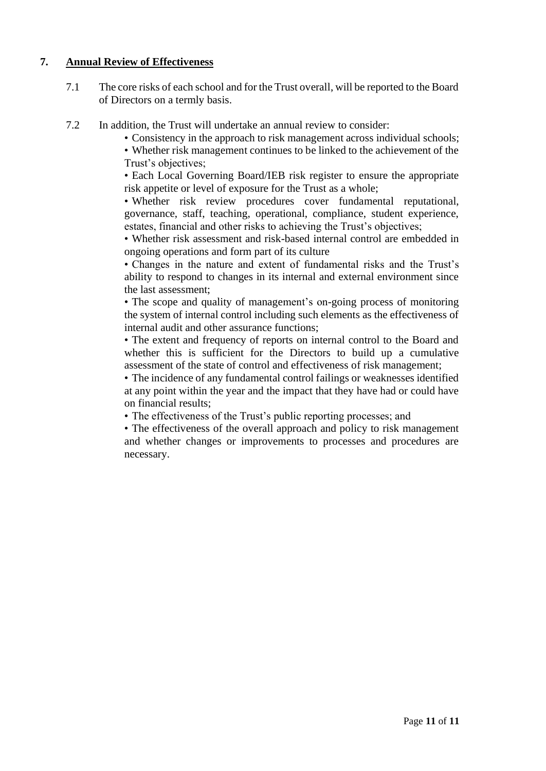## 7. Annual Review of Effectiveness

7.1 The core risks of each school and for the Trust overall, will be reported to the Board of Directors on a termly basis.

7.2 In addition, the Trust will undertake an annual review to consider:

- Consistency in the approach to risk management across individual schools;
- Whether risk management continues to be linked to the achievement of the Trust's objectives;
- Each Local Governing Board/IEB risk register to ensure the appropriate risk appetite or level of exposure for the Trust as a whole;
- Whether risk review procedures cover fundamental reputational, governance, staff, teaching, operational, compliance, student experience, estates, financial and other risks to achieving the Trust's objectives;
- Whether risk assessment and risk-based internal control are embedded in ongoing operations and form part of its culture
- Changes in the nature and extent of fundamental risks and the Trust's ability to respond to changes in its internal and external environment since the last assessment;
- The scope and quality of management's on-going process of monitoring the system of internal control including such elements as the effectiveness of internal audit and other assurance functions;
- The extent and frequency of reports on internal control to the Board and whether this is sufficient for the Directors to build up a cumulative assessment of the state of control and effectiveness of risk management;
- The incidence of any fundamental control failings or weaknesses identified at any point within the year and the impact that they have had or could have on financial results;
- The effectiveness of the Trust's public reporting processes; and
- The effectiveness of the overall approach and policy to risk management and whether changes or improvements to processes and procedures are necessary.